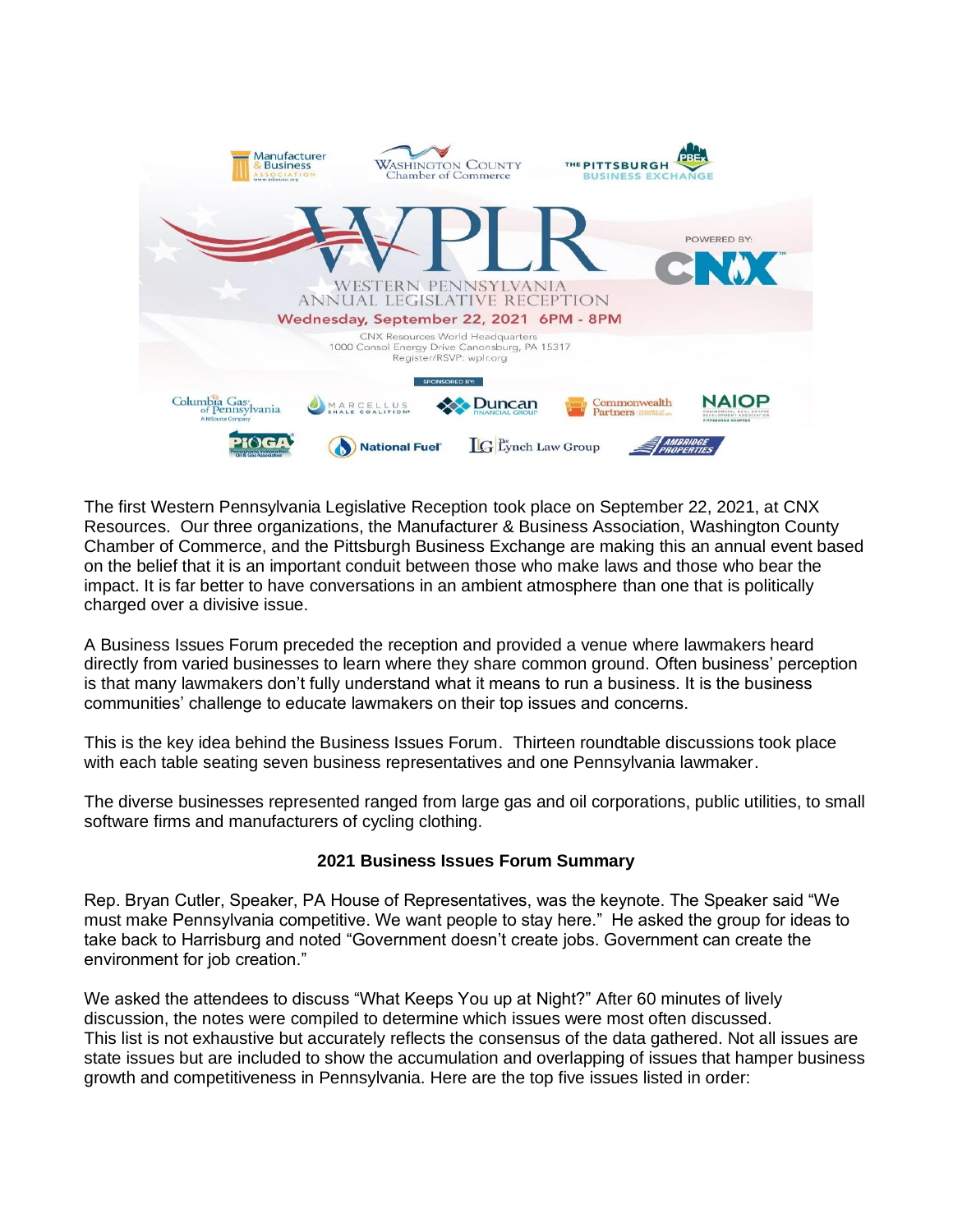Manufacturer & Business Association | Washington County Chamber of Commerce | The Pittsburgh Business Exchange

# WPLR

## WESTERN PENNSYLVANIA ANNUAL LEGISLATIVE RECEPTION

**Wednesday, September 22, 2021 6PM - 8PM**

CNX Resources World Headquarters
1000 Consol Energy Drive Canonsburg, PA 15317
Register/RSVP: wplr.org

POWERED BY: CNX

SPONSORED BY:

Columbia Gas of Pennsylvania | Marcellus Shale Coalition | Duncan Financial Group | Commonwealth Partners | NAIOP | PIOGA | National Fuel | The Lynch Law Group | Ambridge Properties

The first Western Pennsylvania Legislative Reception took place on September 22, 2021, at CNX Resources. Our three organizations, the Manufacturer & Business Association, Washington County Chamber of Commerce, and the Pittsburgh Business Exchange are making this an annual event based on the belief that it is an important conduit between those who make laws and those who bear the impact. It is far better to have conversations in an ambient atmosphere than one that is politically charged over a divisive issue.

A Business Issues Forum preceded the reception and provided a venue where lawmakers heard directly from varied businesses to learn where they share common ground. Often business' perception is that many lawmakers don't fully understand what it means to run a business. It is the business communities' challenge to educate lawmakers on their top issues and concerns.

This is the key idea behind the Business Issues Forum. Thirteen roundtable discussions took place with each table seating seven business representatives and one Pennsylvania lawmaker.

The diverse businesses represented ranged from large gas and oil corporations, public utilities, to small software firms and manufacturers of cycling clothing.

**2021 Business Issues Forum Summary**

Rep. Bryan Cutler, Speaker, PA House of Representatives, was the keynote. The Speaker said "We must make Pennsylvania competitive. We want people to stay here." He asked the group for ideas to take back to Harrisburg and noted "Government doesn't create jobs. Government can create the environment for job creation."

We asked the attendees to discuss "What Keeps You up at Night?" After 60 minutes of lively discussion, the notes were compiled to determine which issues were most often discussed. This list is not exhaustive but accurately reflects the consensus of the data gathered. Not all issues are state issues but are included to show the accumulation and overlapping of issues that hamper business growth and competitiveness in Pennsylvania. Here are the top five issues listed in order: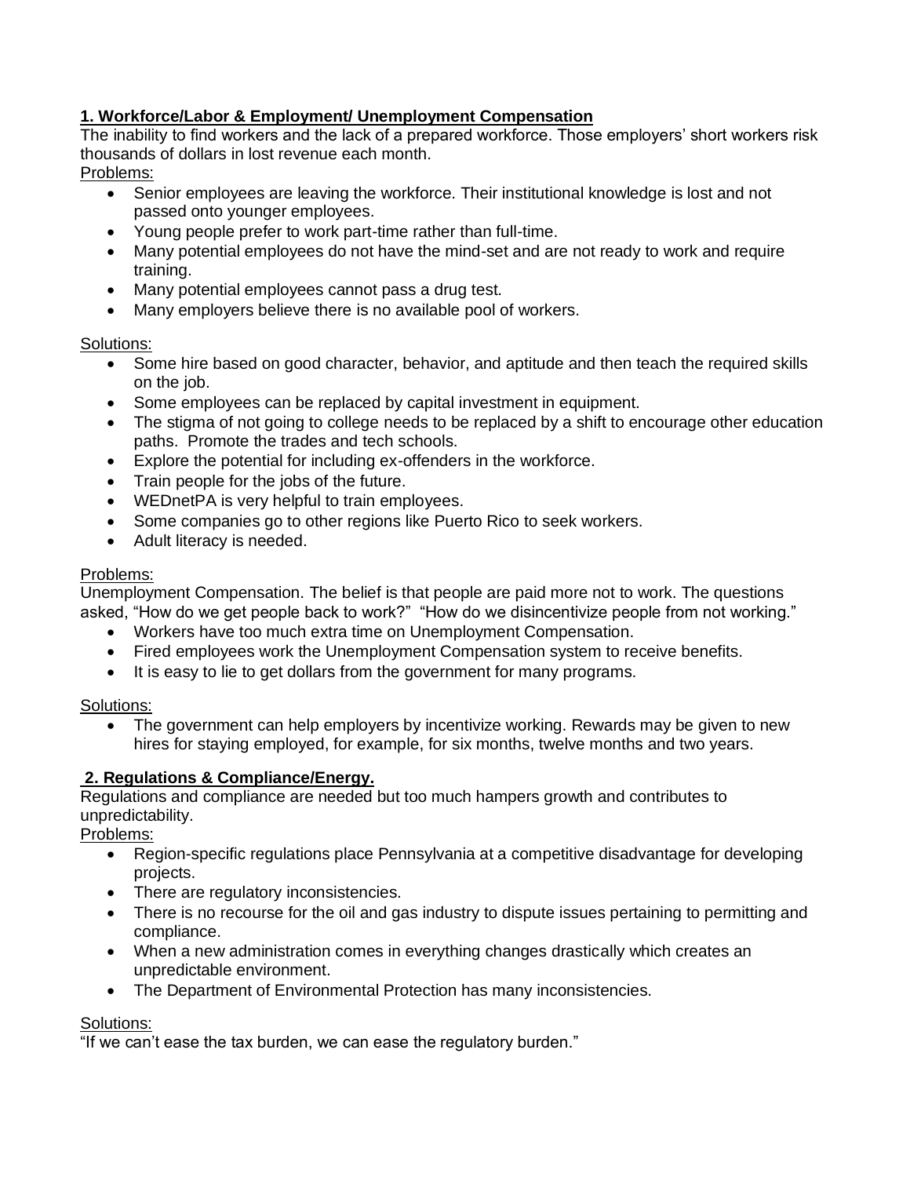**1. Workforce/Labor & Employment/ Unemployment Compensation**

The inability to find workers and the lack of a prepared workforce. Those employers' short workers risk thousands of dollars in lost revenue each month.

Problems:

- Senior employees are leaving the workforce. Their institutional knowledge is lost and not passed onto younger employees.
- Young people prefer to work part-time rather than full-time.
- Many potential employees do not have the mind-set and are not ready to work and require training.
- Many potential employees cannot pass a drug test.
- Many employers believe there is no available pool of workers.

Solutions:

- Some hire based on good character, behavior, and aptitude and then teach the required skills on the job.
- Some employees can be replaced by capital investment in equipment.
- The stigma of not going to college needs to be replaced by a shift to encourage other education paths. Promote the trades and tech schools.
- Explore the potential for including ex-offenders in the workforce.
- Train people for the jobs of the future.
- WEDnetPA is very helpful to train employees.
- Some companies go to other regions like Puerto Rico to seek workers.
- Adult literacy is needed.

Problems:

Unemployment Compensation. The belief is that people are paid more not to work. The questions asked, "How do we get people back to work?" "How do we disincentivize people from not working."

- Workers have too much extra time on Unemployment Compensation.
- Fired employees work the Unemployment Compensation system to receive benefits.
- It is easy to lie to get dollars from the government for many programs.

Solutions:

- The government can help employers by incentivize working. Rewards may be given to new hires for staying employed, for example, for six months, twelve months and two years.

**2. Regulations & Compliance/Energy.**

Regulations and compliance are needed but too much hampers growth and contributes to unpredictability.

Problems:

- Region-specific regulations place Pennsylvania at a competitive disadvantage for developing projects.
- There are regulatory inconsistencies.
- There is no recourse for the oil and gas industry to dispute issues pertaining to permitting and compliance.
- When a new administration comes in everything changes drastically which creates an unpredictable environment.
- The Department of Environmental Protection has many inconsistencies.

Solutions:

"If we can't ease the tax burden, we can ease the regulatory burden."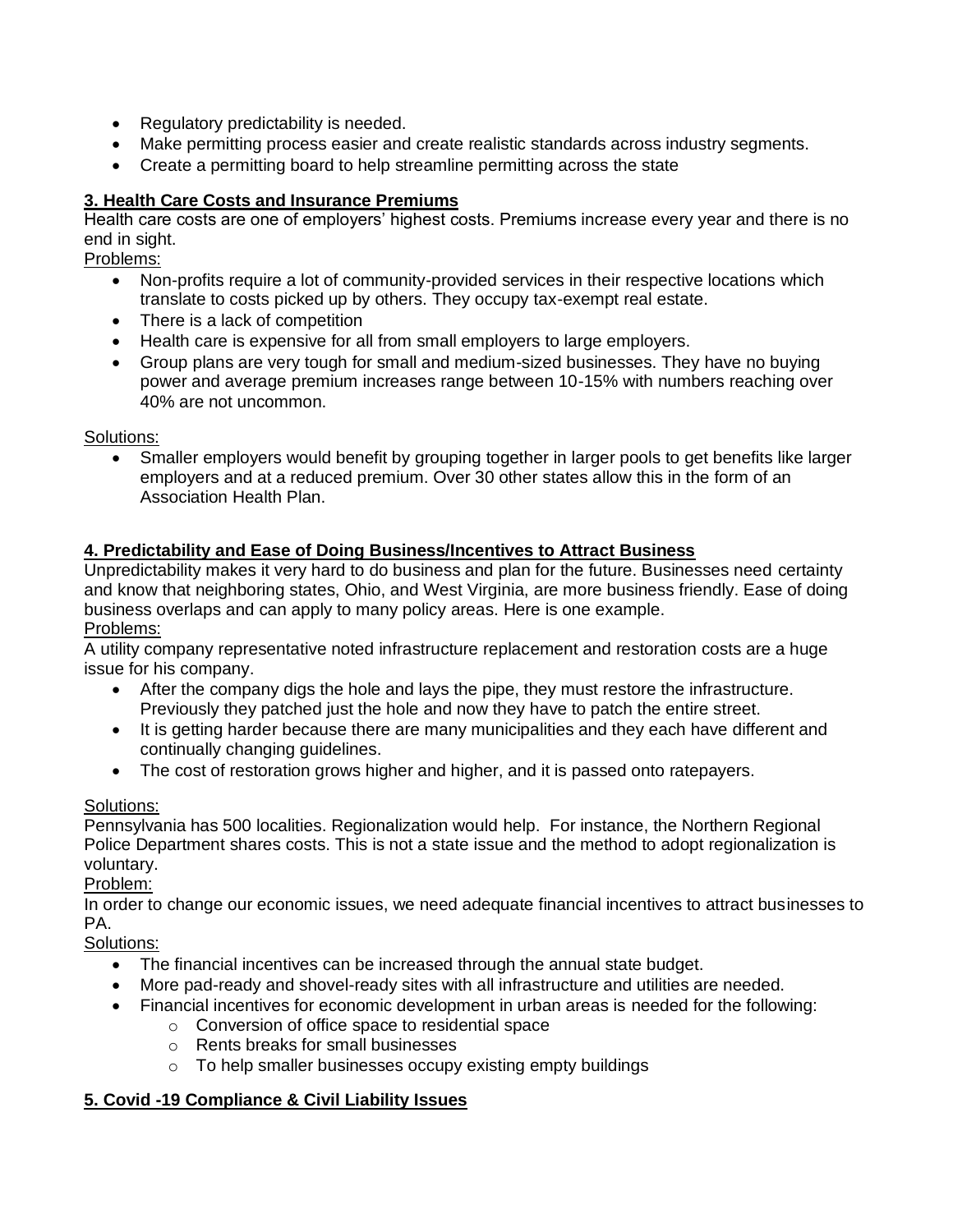- Regulatory predictability is needed.
- Make permitting process easier and create realistic standards across industry segments.
- Create a permitting board to help streamline permitting across the state

**3. Health Care Costs and Insurance Premiums**

Health care costs are one of employers' highest costs. Premiums increase every year and there is no end in sight.

Problems:

- Non-profits require a lot of community-provided services in their respective locations which translate to costs picked up by others. They occupy tax-exempt real estate.
- There is a lack of competition
- Health care is expensive for all from small employers to large employers.
- Group plans are very tough for small and medium-sized businesses. They have no buying power and average premium increases range between 10-15% with numbers reaching over 40% are not uncommon.

Solutions:

- Smaller employers would benefit by grouping together in larger pools to get benefits like larger employers and at a reduced premium. Over 30 other states allow this in the form of an Association Health Plan.

**4. Predictability and Ease of Doing Business/Incentives to Attract Business**

Unpredictability makes it very hard to do business and plan for the future. Businesses need certainty and know that neighboring states, Ohio, and West Virginia, are more business friendly. Ease of doing business overlaps and can apply to many policy areas. Here is one example.

Problems:

A utility company representative noted infrastructure replacement and restoration costs are a huge issue for his company.

- After the company digs the hole and lays the pipe, they must restore the infrastructure. Previously they patched just the hole and now they have to patch the entire street.
- It is getting harder because there are many municipalities and they each have different and continually changing guidelines.
- The cost of restoration grows higher and higher, and it is passed onto ratepayers.

Solutions:

Pennsylvania has 500 localities. Regionalization would help. For instance, the Northern Regional Police Department shares costs. This is not a state issue and the method to adopt regionalization is voluntary.

Problem:

In order to change our economic issues, we need adequate financial incentives to attract businesses to PA.

Solutions:

- The financial incentives can be increased through the annual state budget.
- More pad-ready and shovel-ready sites with all infrastructure and utilities are needed.
- Financial incentives for economic development in urban areas is needed for the following:
  - Conversion of office space to residential space
  - Rents breaks for small businesses
  - To help smaller businesses occupy existing empty buildings

**5. Covid -19 Compliance & Civil Liability Issues**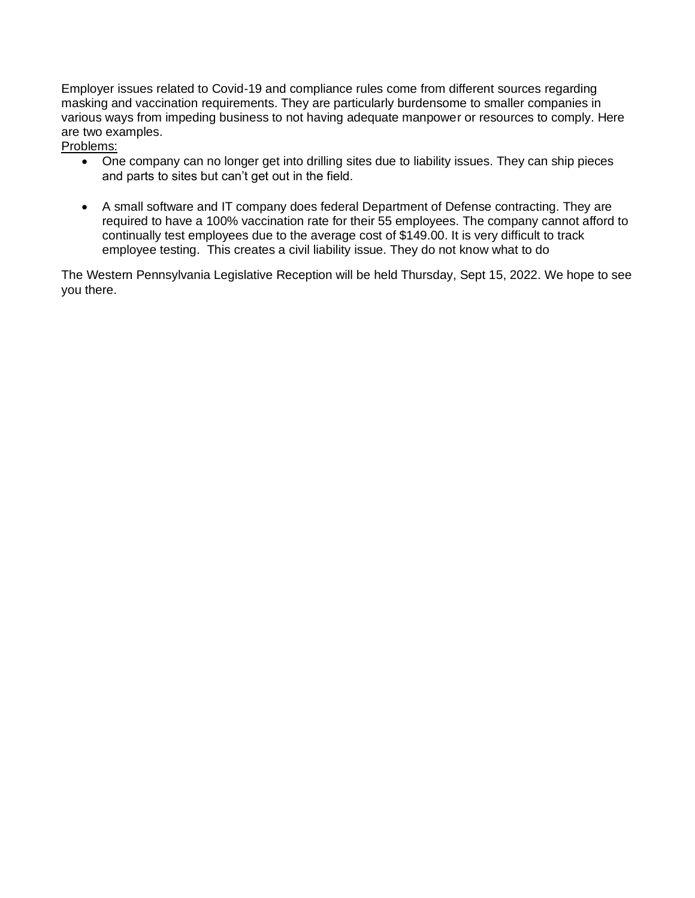Employer issues related to Covid-19 and compliance rules come from different sources regarding masking and vaccination requirements. They are particularly burdensome to smaller companies in various ways from impeding business to not having adequate manpower or resources to comply. Here are two examples.

Problems:

- One company can no longer get into drilling sites due to liability issues. They can ship pieces and parts to sites but can't get out in the field.
- A small software and IT company does federal Department of Defense contracting. They are required to have a 100% vaccination rate for their 55 employees. The company cannot afford to continually test employees due to the average cost of $149.00. It is very difficult to track employee testing. This creates a civil liability issue. They do not know what to do

The Western Pennsylvania Legislative Reception will be held Thursday, Sept 15, 2022. We hope to see you there.